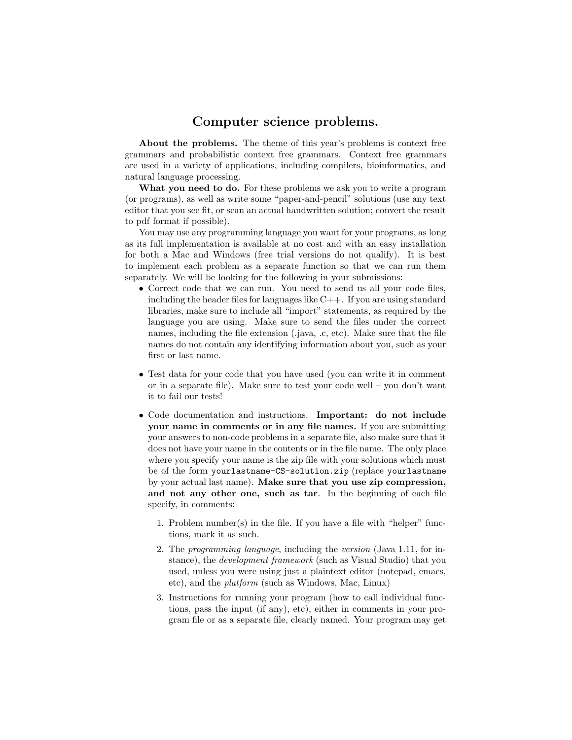# Computer science problems.

**About the problems.** The theme of this year's problems is context free grammars and probabilistic context free grammars. Context free grammars are used in a variety of applications, including compilers, bioinformatics, and natural language processing.

**What you need to do.** For these problems we ask you to write a program (or programs), as well as write some "paper-and-pencil" solutions (use any text editor that you see fit, or scan an actual handwritten solution; convert the result to pdf format if possible).

You may use any programming language you want for your programs, as long as its full implementation is available at no cost and with an easy installation for both a Mac and Windows (free trial versions do not qualify). It is best to implement each problem as a separate function so that we can run them separately. We will be looking for the following in your submissions:

- Correct code that we can run. You need to send us all your code files, including the header files for languages like C++. If you are using standard libraries, make sure to include all "import" statements, as required by the language you are using. Make sure to send the files under the correct names, including the file extension (.java, .c, etc). Make sure that the file names do not contain any identifying information about you, such as your first or last name.

- Test data for your code that you have used (you can write it in comment or in a separate file). Make sure to test your code well – you don't want it to fail our tests!

- Code documentation and instructions. **Important: do not include your name in comments or in any file names.** If you are submitting your answers to non-code problems in a separate file, also make sure that it does not have your name in the contents or in the file name. The only place where you specify your name is the zip file with your solutions which must be of the form `yourlastname-CS-solution.zip` (replace `yourlastname` by your actual last name). **Make sure that you use zip compression, and not any other one, such as tar**. In the beginning of each file specify, in comments:

  1. Problem number(s) in the file. If you have a file with "helper" functions, mark it as such.
  2. The *programming language*, including the *version* (Java 1.11, for instance), the *development framework* (such as Visual Studio) that you used, unless you were using just a plaintext editor (notepad, emacs, etc), and the *platform* (such as Windows, Mac, Linux)
  3. Instructions for running your program (how to call individual functions, pass the input (if any), etc), either in comments in your program file or as a separate file, clearly named. Your program may get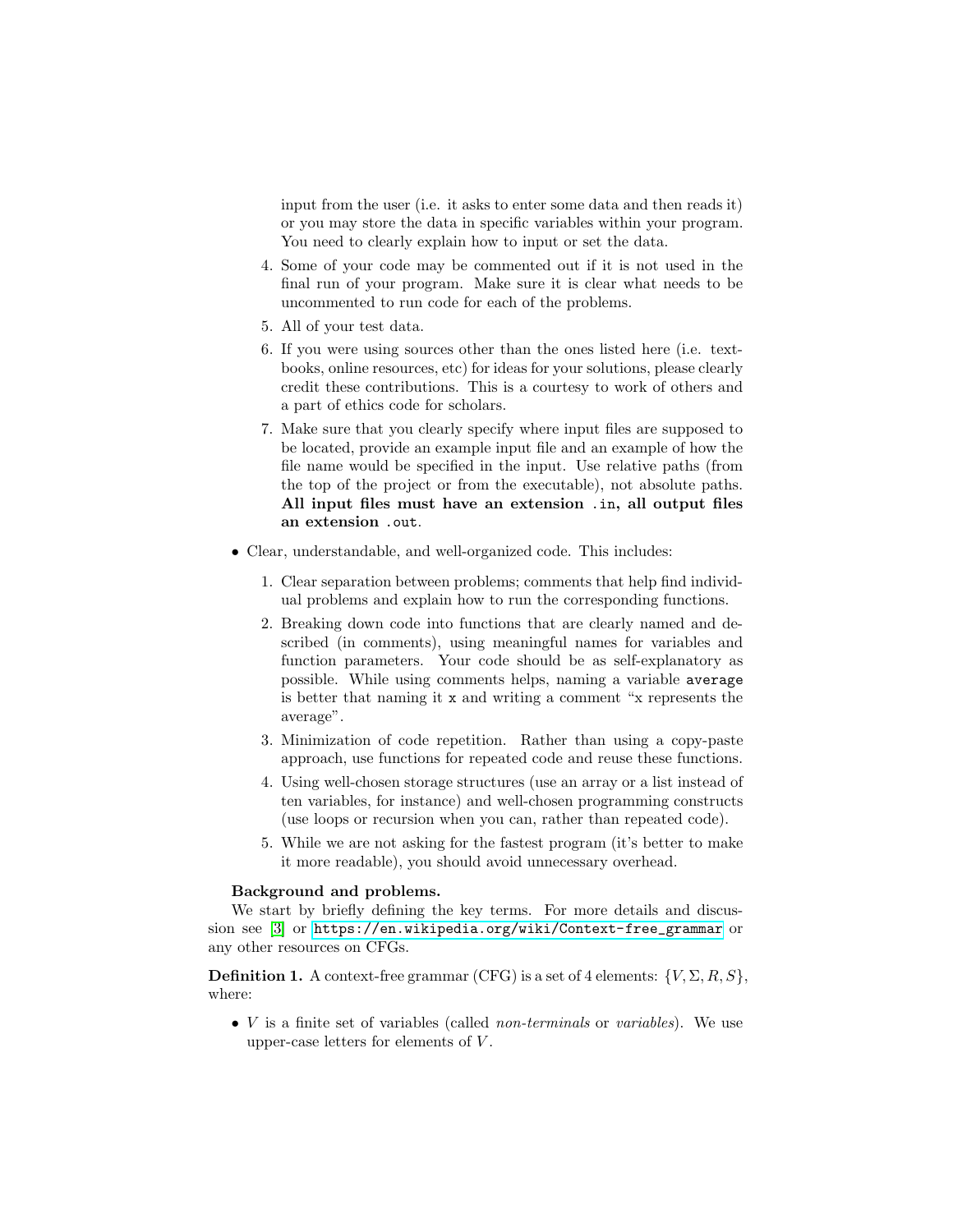input from the user (i.e. it asks to enter some data and then reads it) or you may store the data in specific variables within your program. You need to clearly explain how to input or set the data.

4. Some of your code may be commented out if it is not used in the final run of your program. Make sure it is clear what needs to be uncommented to run code for each of the problems.
5. All of your test data.
6. If you were using sources other than the ones listed here (i.e. textbooks, online resources, etc) for ideas for your solutions, please clearly credit these contributions. This is a courtesy to work of others and a part of ethics code for scholars.
7. Make sure that you clearly specify where input files are supposed to be located, provide an example input file and an example of how the file name would be specified in the input. Use relative paths (from the top of the project or from the executable), not absolute paths. **All input files must have an extension `.in`, all output files an extension `.out`.**

- Clear, understandable, and well-organized code. This includes:
  1. Clear separation between problems; comments that help find individual problems and explain how to run the corresponding functions.
  2. Breaking down code into functions that are clearly named and described (in comments), using meaningful names for variables and function parameters. Your code should be as self-explanatory as possible. While using comments helps, naming a variable `average` is better that naming it `x` and writing a comment "x represents the average".
  3. Minimization of code repetition. Rather than using a copy-paste approach, use functions for repeated code and reuse these functions.
  4. Using well-chosen storage structures (use an array or a list instead of ten variables, for instance) and well-chosen programming constructs (use loops or recursion when you can, rather than repeated code).
  5. While we are not asking for the fastest program (it's better to make it more readable), you should avoid unnecessary overhead.

**Background and problems.**

We start by briefly defining the key terms. For more details and discussion see [3] or https://en.wikipedia.org/wiki/Context-free_grammar or any other resources on CFGs.

**Definition 1.** A context-free grammar (CFG) is a set of 4 elements: $\{V, \Sigma, R, S\}$, where:

- $V$ is a finite set of variables (called *non-terminals* or *variables*). We use upper-case letters for elements of $V$.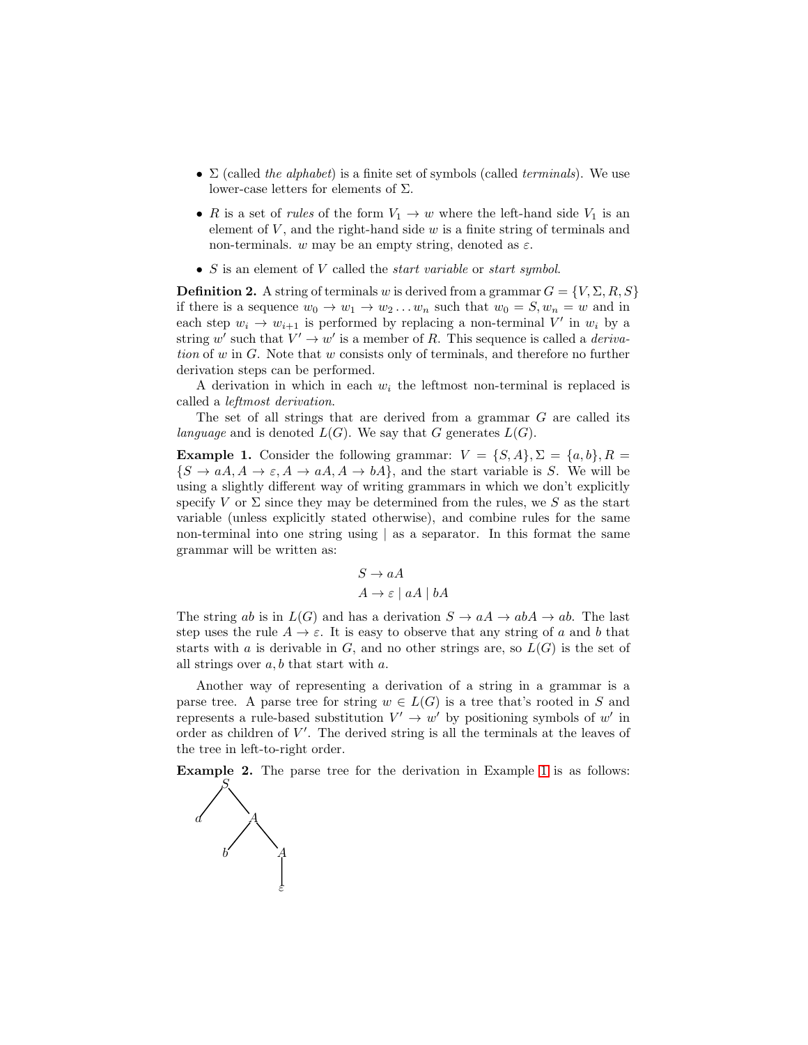- $\Sigma$ (called *the alphabet*) is a finite set of symbols (called *terminals*). We use lower-case letters for elements of $\Sigma$.
- $R$ is a set of *rules* of the form $V_1 \to w$ where the left-hand side $V_1$ is an element of $V$, and the right-hand side $w$ is a finite string of terminals and non-terminals. $w$ may be an empty string, denoted as $\varepsilon$.
- $S$ is an element of $V$ called the *start variable* or *start symbol*.

**Definition 2.** A string of terminals $w$ is derived from a grammar $G = \{V, \Sigma, R, S\}$ if there is a sequence $w_0 \to w_1 \to w_2 \ldots w_n$ such that $w_0 = S, w_n = w$ and in each step $w_i \to w_{i+1}$ is performed by replacing a non-terminal $V'$ in $w_i$ by a string $w'$ such that $V' \to w'$ is a member of $R$. This sequence is called a *derivation* of $w$ in $G$. Note that $w$ consists only of terminals, and therefore no further derivation steps can be performed.

A derivation in which in each $w_i$ the leftmost non-terminal is replaced is called a *leftmost derivation*.

The set of all strings that are derived from a grammar $G$ are called its *language* and is denoted $L(G)$. We say that $G$ generates $L(G)$.

**Example 1.** Consider the following grammar: $V = \{S, A\}, \Sigma = \{a, b\}, R = \{S \to aA, A \to \varepsilon, A \to aA, A \to bA\}$, and the start variable is $S$. We will be using a slightly different way of writing grammars in which we don't explicitly specify $V$ or $\Sigma$ since they may be determined from the rules, we $S$ as the start variable (unless explicitly stated otherwise), and combine rules for the same non-terminal into one string using | as a separator. In this format the same grammar will be written as:

$$S \to aA$$
$$A \to \varepsilon \mid aA \mid bA$$

The string $ab$ is in $L(G)$ and has a derivation $S \to aA \to abA \to ab$. The last step uses the rule $A \to \varepsilon$. It is easy to observe that any string of $a$ and $b$ that starts with $a$ is derivable in $G$, and no other strings are, so $L(G)$ is the set of all strings over $a, b$ that start with $a$.

Another way of representing a derivation of a string in a grammar is a parse tree. A parse tree for string $w \in L(G)$ is a tree that's rooted in $S$ and represents a rule-based substitution $V' \to w'$ by positioning symbols of $w'$ in order as children of $V'$. The derived string is all the terminals at the leaves of the tree in left-to-right order.

**Example 2.** The parse tree for the derivation in Example 1 is as follows:

```
      S
     / \
    a   A
       / \
      b   A
          |
          ε
```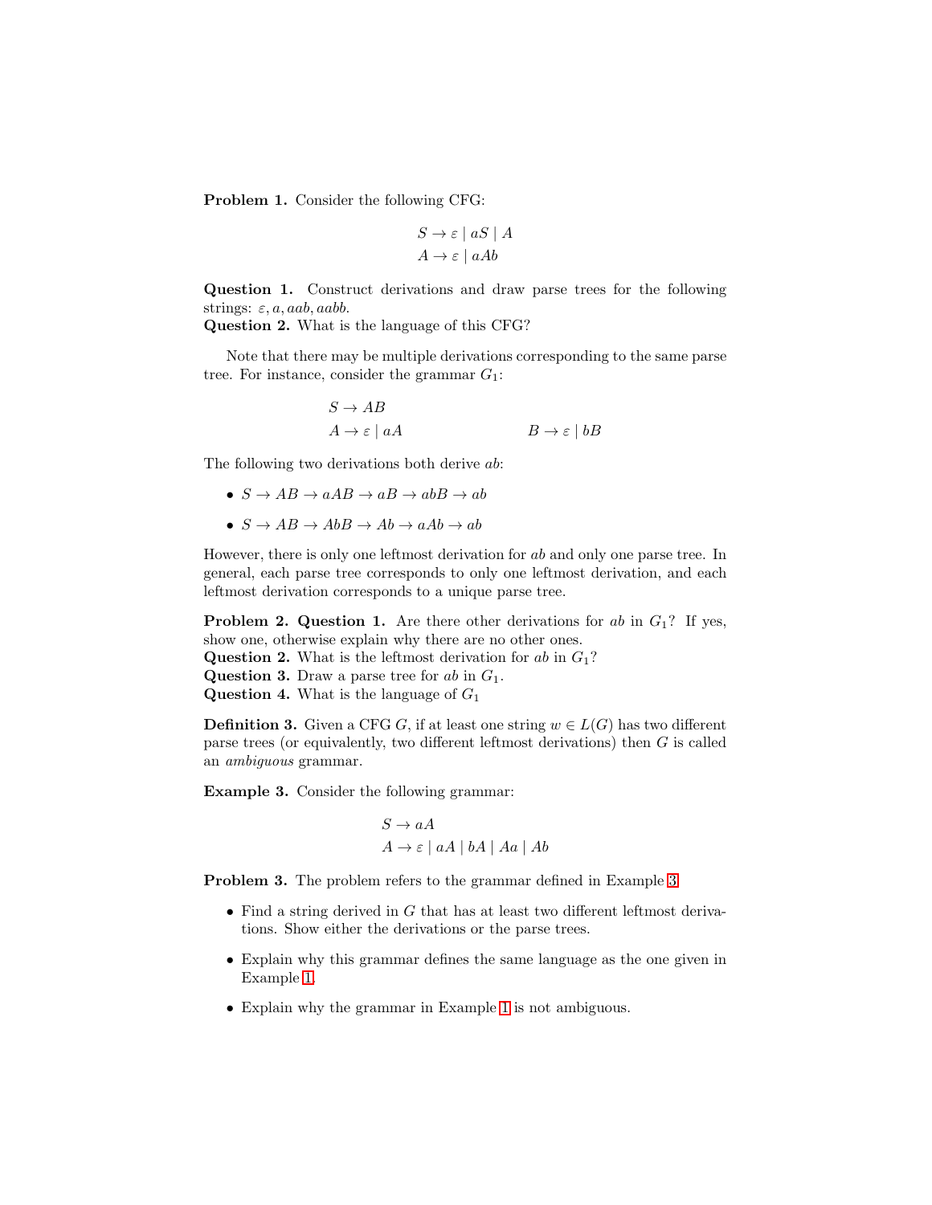**Problem 1.** Consider the following CFG:

$$S \to \varepsilon \mid aS \mid A$$
$$A \to \varepsilon \mid aAb$$

**Question 1.** Construct derivations and draw parse trees for the following strings: $\varepsilon, a, aab, aabb$.

**Question 2.** What is the language of this CFG?

Note that there may be multiple derivations corresponding to the same parse tree. For instance, consider the grammar $G_1$:

$$S \to AB$$
$$A \to \varepsilon \mid aA \qquad\qquad B \to \varepsilon \mid bB$$

The following two derivations both derive $ab$:

- $S \to AB \to aAB \to aB \to abB \to ab$
- $S \to AB \to AbB \to Ab \to aAb \to ab$

However, there is only one leftmost derivation for $ab$ and only one parse tree. In general, each parse tree corresponds to only one leftmost derivation, and each leftmost derivation corresponds to a unique parse tree.

**Problem 2. Question 1.** Are there other derivations for $ab$ in $G_1$? If yes, show one, otherwise explain why there are no other ones.

**Question 2.** What is the leftmost derivation for $ab$ in $G_1$?

**Question 3.** Draw a parse tree for $ab$ in $G_1$.

**Question 4.** What is the language of $G_1$

**Definition 3.** Given a CFG $G$, if at least one string $w \in L(G)$ has two different parse trees (or equivalently, two different leftmost derivations) then $G$ is called an *ambiguous* grammar.

**Example 3.** Consider the following grammar:

$$S \to aA$$
$$A \to \varepsilon \mid aA \mid bA \mid Aa \mid Ab$$

**Problem 3.** The problem refers to the grammar defined in Example 3

- Find a string derived in $G$ that has at least two different leftmost derivations. Show either the derivations or the parse trees.
- Explain why this grammar defines the same language as the one given in Example 1.
- Explain why the grammar in Example 1 is not ambiguous.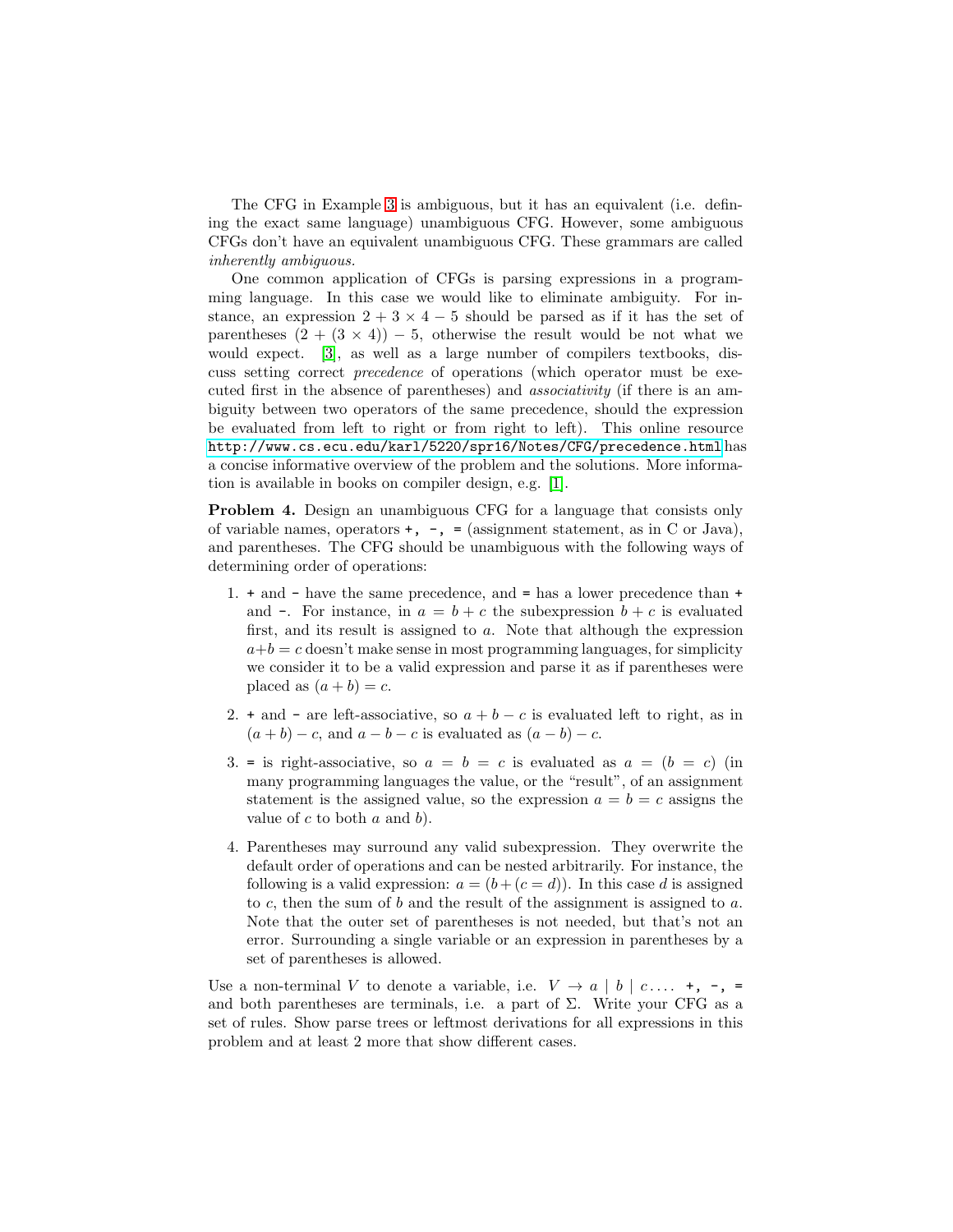The CFG in Example 3 is ambiguous, but it has an equivalent (i.e. defining the exact same language) unambiguous CFG. However, some ambiguous CFGs don't have an equivalent unambiguous CFG. These grammars are called *inherently ambiguous.*

One common application of CFGs is parsing expressions in a programming language. In this case we would like to eliminate ambiguity. For instance, an expression $2 + 3 \times 4 - 5$ should be parsed as if it has the set of parentheses $(2 + (3 \times 4)) - 5$, otherwise the result would be not what we would expect. [3], as well as a large number of compilers textbooks, discuss setting correct *precedence* of operations (which operator must be executed first in the absence of parentheses) and *associativity* (if there is an ambiguity between two operators of the same precedence, should the expression be evaluated from left to right or from right to left). This online resource `http://www.cs.ecu.edu/karl/5220/spr16/Notes/CFG/precedence.html` has a concise informative overview of the problem and the solutions. More information is available in books on compiler design, e.g. [1].

**Problem 4.** Design an unambiguous CFG for a language that consists only of variable names, operators `+`, `-`, `=` (assignment statement, as in C or Java), and parentheses. The CFG should be unambiguous with the following ways of determining order of operations:

1. `+` and `-` have the same precedence, and `=` has a lower precedence than `+` and `-`. For instance, in $a = b + c$ the subexpression $b + c$ is evaluated first, and its result is assigned to $a$. Note that although the expression $a+b = c$ doesn't make sense in most programming languages, for simplicity we consider it to be a valid expression and parse it as if parentheses were placed as $(a + b) = c$.
2. `+` and `-` are left-associative, so $a + b - c$ is evaluated left to right, as in $(a + b) - c$, and $a - b - c$ is evaluated as $(a - b) - c$.
3. `=` is right-associative, so $a = b = c$ is evaluated as $a = (b = c)$ (in many programming languages the value, or the "result", of an assignment statement is the assigned value, so the expression $a = b = c$ assigns the value of $c$ to both $a$ and $b$).
4. Parentheses may surround any valid subexpression. They overwrite the default order of operations and can be nested arbitrarily. For instance, the following is a valid expression: $a = (b + (c = d))$. In this case $d$ is assigned to $c$, then the sum of $b$ and the result of the assignment is assigned to $a$. Note that the outer set of parentheses is not needed, but that's not an error. Surrounding a single variable or an expression in parentheses by a set of parentheses is allowed.

Use a non-terminal $V$ to denote a variable, i.e. $V \rightarrow a \mid b \mid c \ldots$. `+`, `-`, `=` and both parentheses are terminals, i.e. a part of $\Sigma$. Write your CFG as a set of rules. Show parse trees or leftmost derivations for all expressions in this problem and at least 2 more that show different cases.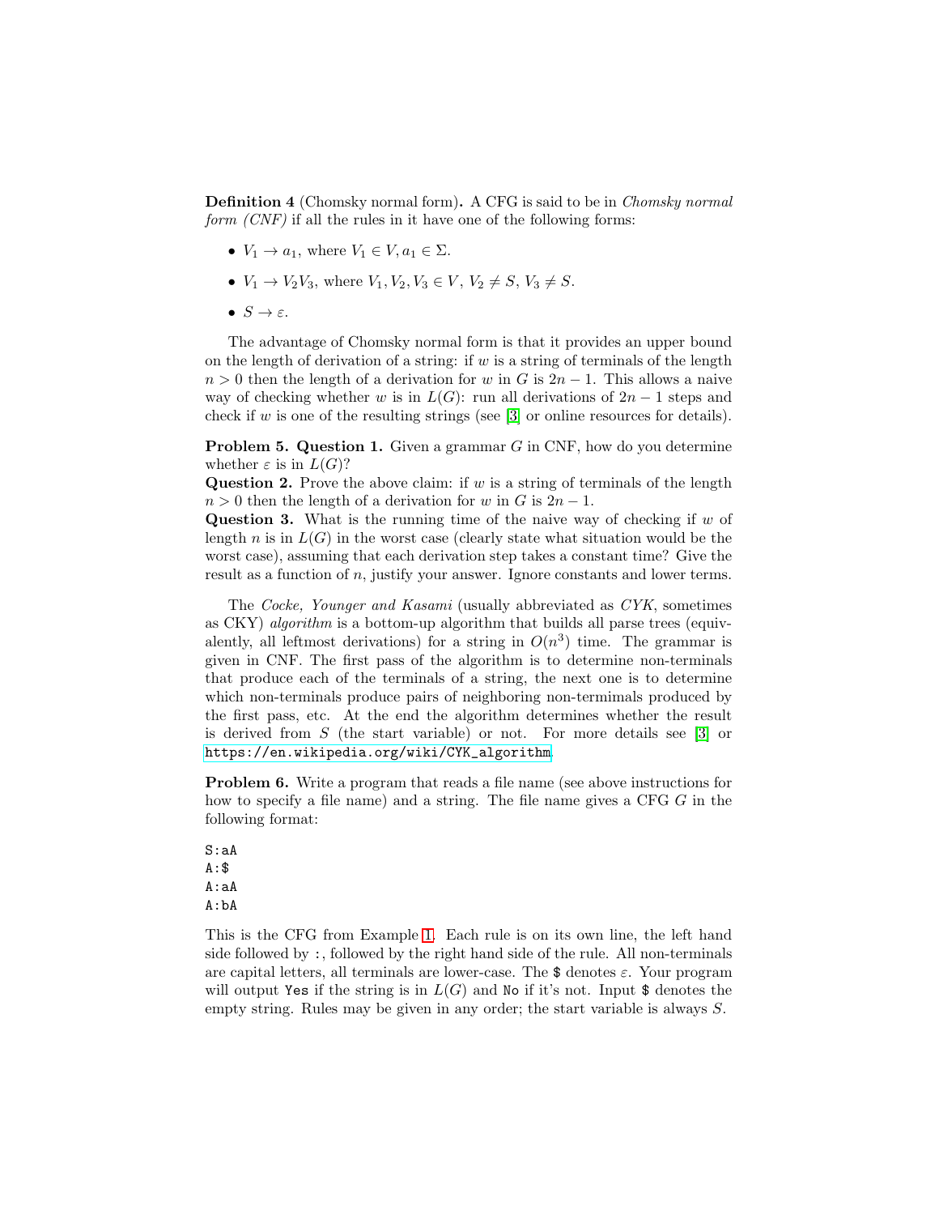**Definition 4** (Chomsky normal form)**.** A CFG is said to be in *Chomsky normal form (CNF)* if all the rules in it have one of the following forms:

- $V_1 \to a_1$, where $V_1 \in V, a_1 \in \Sigma$.
- $V_1 \to V_2V_3$, where $V_1, V_2, V_3 \in V$, $V_2 \neq S$, $V_3 \neq S$.
- $S \to \varepsilon$.

The advantage of Chomsky normal form is that it provides an upper bound on the length of derivation of a string: if $w$ is a string of terminals of the length $n > 0$ then the length of a derivation for $w$ in $G$ is $2n - 1$. This allows a naive way of checking whether $w$ is in $L(G)$: run all derivations of $2n - 1$ steps and check if $w$ is one of the resulting strings (see [3] or online resources for details).

**Problem 5. Question 1.** Given a grammar $G$ in CNF, how do you determine whether $\varepsilon$ is in $L(G)$?
**Question 2.** Prove the above claim: if $w$ is a string of terminals of the length $n > 0$ then the length of a derivation for $w$ in $G$ is $2n - 1$.
**Question 3.** What is the running time of the naive way of checking if $w$ of length $n$ is in $L(G)$ in the worst case (clearly state what situation would be the worst case), assuming that each derivation step takes a constant time? Give the result as a function of $n$, justify your answer. Ignore constants and lower terms.

The *Cocke, Younger and Kasami* (usually abbreviated as *CYK*, sometimes as CKY) *algorithm* is a bottom-up algorithm that builds all parse trees (equivalently, all leftmost derivations) for a string in $O(n^3)$ time. The grammar is given in CNF. The first pass of the algorithm is to determine non-terminals that produce each of the terminals of a string, the next one is to determine which non-terminals produce pairs of neighboring non-termimals produced by the first pass, etc. At the end the algorithm determines whether the result is derived from $S$ (the start variable) or not. For more details see [3] or `https://en.wikipedia.org/wiki/CYK_algorithm`.

**Problem 6.** Write a program that reads a file name (see above instructions for how to specify a file name) and a string. The file name gives a CFG $G$ in the following format:

```
S:aA
A:$
A:aA
A:bA
```

This is the CFG from Example 1. Each rule is on its own line, the left hand side followed by `:`, followed by the right hand side of the rule. All non-terminals are capital letters, all terminals are lower-case. The `$` denotes $\varepsilon$. Your program will output `Yes` if the string is in $L(G)$ and `No` if it's not. Input `$` denotes the empty string. Rules may be given in any order; the start variable is always $S$.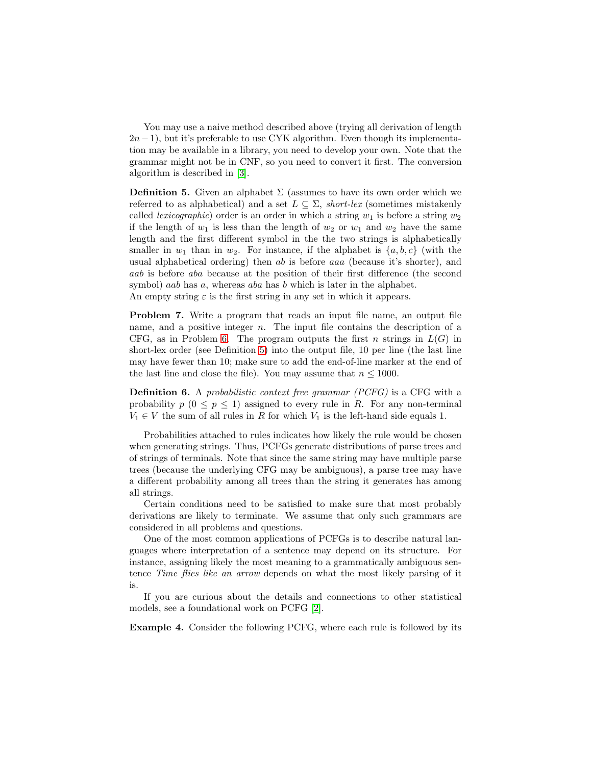You may use a naive method described above (trying all derivation of length $2n-1$), but it's preferable to use CYK algorithm. Even though its implementation may be available in a library, you need to develop your own. Note that the grammar might not be in CNF, so you need to convert it first. The conversion algorithm is described in [3].

**Definition 5.** Given an alphabet $\Sigma$ (assumes to have its own order which we referred to as alphabetical) and a set $L \subseteq \Sigma$, *short-lex* (sometimes mistakenly called *lexicographic*) order is an order in which a string $w_1$ is before a string $w_2$ if the length of $w_1$ is less than the length of $w_2$ or $w_1$ and $w_2$ have the same length and the first different symbol in the the two strings is alphabetically smaller in $w_1$ than in $w_2$. For instance, if the alphabet is $\{a, b, c\}$ (with the usual alphabetical ordering) then $ab$ is before $aaa$ (because it's shorter), and $aab$ is before $aba$ because at the position of their first difference (the second symbol) $aab$ has $a$, whereas $aba$ has $b$ which is later in the alphabet.
An empty string $\varepsilon$ is the first string in any set in which it appears.

**Problem 7.** Write a program that reads an input file name, an output file name, and a positive integer $n$. The input file contains the description of a CFG, as in Problem 6. The program outputs the first $n$ strings in $L(G)$ in short-lex order (see Definition 5) into the output file, 10 per line (the last line may have fewer than 10; make sure to add the end-of-line marker at the end of the last line and close the file). You may assume that $n \leq 1000$.

**Definition 6.** A *probabilistic context free grammar (PCFG)* is a CFG with a probability $p$ ($0 \leq p \leq 1$) assigned to every rule in $R$. For any non-terminal $V_1 \in V$ the sum of all rules in $R$ for which $V_1$ is the left-hand side equals 1.

Probabilities attached to rules indicates how likely the rule would be chosen when generating strings. Thus, PCFGs generate distributions of parse trees and of strings of terminals. Note that since the same string may have multiple parse trees (because the underlying CFG may be ambiguous), a parse tree may have a different probability among all trees than the string it generates has among all strings.

Certain conditions need to be satisfied to make sure that most probably derivations are likely to terminate. We assume that only such grammars are considered in all problems and questions.

One of the most common applications of PCFGs is to describe natural languages where interpretation of a sentence may depend on its structure. For instance, assigning likely the most meaning to a grammatically ambiguous sentence *Time flies like an arrow* depends on what the most likely parsing of it is.

If you are curious about the details and connections to other statistical models, see a foundational work on PCFG [2].

**Example 4.** Consider the following PCFG, where each rule is followed by its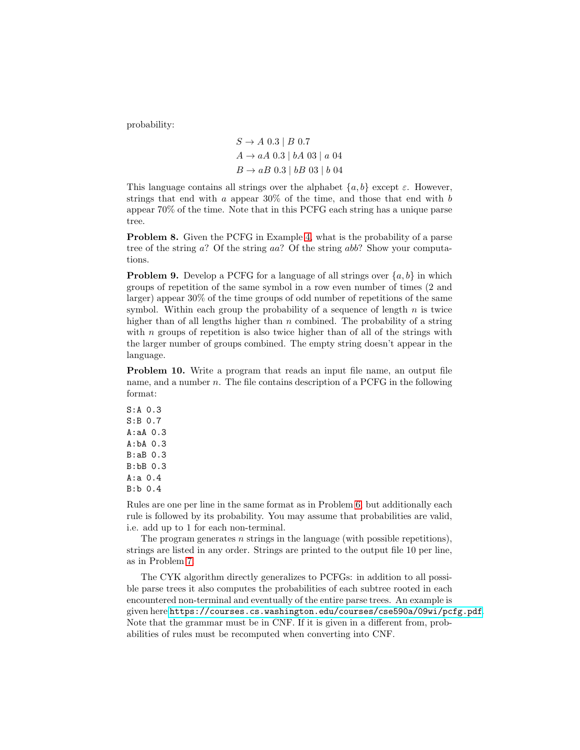probability:

$$
\begin{aligned}
S &\to A\ 0.3 \mid B\ 0.7 \\
A &\to aA\ 0.3 \mid bA\ 03 \mid a\ 04 \\
B &\to aB\ 0.3 \mid bB\ 03 \mid b\ 04
\end{aligned}
$$

This language contains all strings over the alphabet $\{a, b\}$ except $\varepsilon$. However, strings that end with $a$ appear 30% of the time, and those that end with $b$ appear 70% of the time. Note that in this PCFG each string has a unique parse tree.

**Problem 8.** Given the PCFG in Example 4, what is the probability of a parse tree of the string $a$? Of the string $aa$? Of the string $abb$? Show your computations.

**Problem 9.** Develop a PCFG for a language of all strings over $\{a, b\}$ in which groups of repetition of the same symbol in a row even number of times (2 and larger) appear 30% of the time groups of odd number of repetitions of the same symbol. Within each group the probability of a sequence of length $n$ is twice higher than of all lengths higher than $n$ combined. The probability of a string with $n$ groups of repetition is also twice higher than of all of the strings with the larger number of groups combined. The empty string doesn't appear in the language.

**Problem 10.** Write a program that reads an input file name, an output file name, and a number $n$. The file contains description of a PCFG in the following format:

```
S:A 0.3
S:B 0.7
A:aA 0.3
A:bA 0.3
B:aB 0.3
B:bB 0.3
A:a 0.4
B:b 0.4
```

Rules are one per line in the same format as in Problem 6, but additionally each rule is followed by its probability. You may assume that probabilities are valid, i.e. add up to 1 for each non-terminal.

The program generates $n$ strings in the language (with possible repetitions), strings are listed in any order. Strings are printed to the output file 10 per line, as in Problem 7.

The CYK algorithm directly generalizes to PCFGs: in addition to all possible parse trees it also computes the probabilities of each subtree rooted in each encountered non-terminal and eventually of the entire parse trees. An example is given here https://courses.cs.washington.edu/courses/cse590a/09wi/pcfg.pdf. Note that the grammar must be in CNF. If it is given in a different from, probabilities of rules must be recomputed when converting into CNF.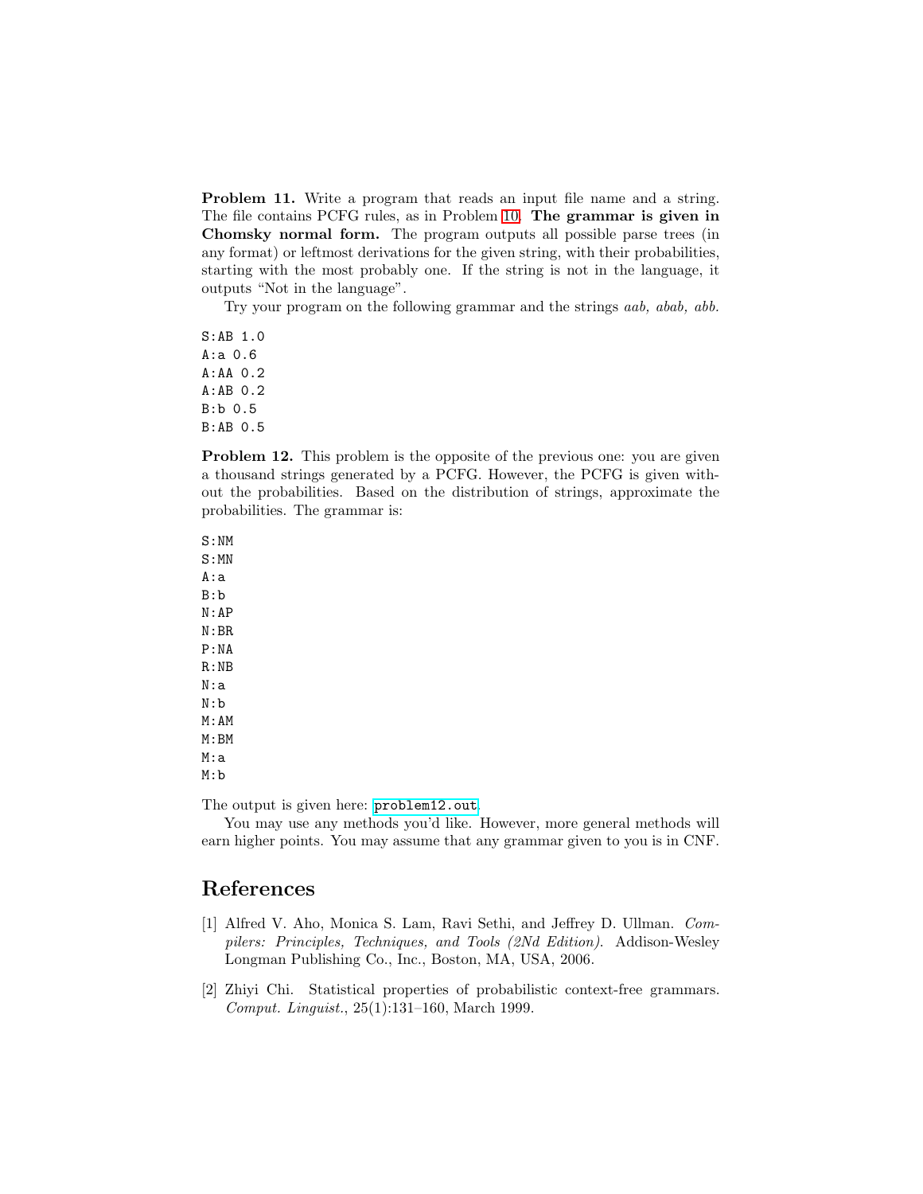**Problem 11.** Write a program that reads an input file name and a string. The file contains PCFG rules, as in Problem 10. **The grammar is given in Chomsky normal form.** The program outputs all possible parse trees (in any format) or leftmost derivations for the given string, with their probabilities, starting with the most probably one. If the string is not in the language, it outputs "Not in the language".

Try your program on the following grammar and the strings *aab, abab, abb.*

```
S:AB 1.0
A:a 0.6
A:AA 0.2
A:AB 0.2
B:b 0.5
B:AB 0.5
```

**Problem 12.** This problem is the opposite of the previous one: you are given a thousand strings generated by a PCFG. However, the PCFG is given without the probabilities. Based on the distribution of strings, approximate the probabilities. The grammar is:

```
S:NM
S:MN
A:a
B:b
N:AP
N:BR
P:NA
R:NB
N:a
N:b
M:AM
M:BM
M:a
M:b
```

The output is given here: `problem12.out`.

You may use any methods you'd like. However, more general methods will earn higher points. You may assume that any grammar given to you is in CNF.

## References

[1] Alfred V. Aho, Monica S. Lam, Ravi Sethi, and Jeffrey D. Ullman. *Compilers: Principles, Techniques, and Tools (2Nd Edition)*. Addison-Wesley Longman Publishing Co., Inc., Boston, MA, USA, 2006.

[2] Zhiyi Chi. Statistical properties of probabilistic context-free grammars. *Comput. Linguist.*, 25(1):131–160, March 1999.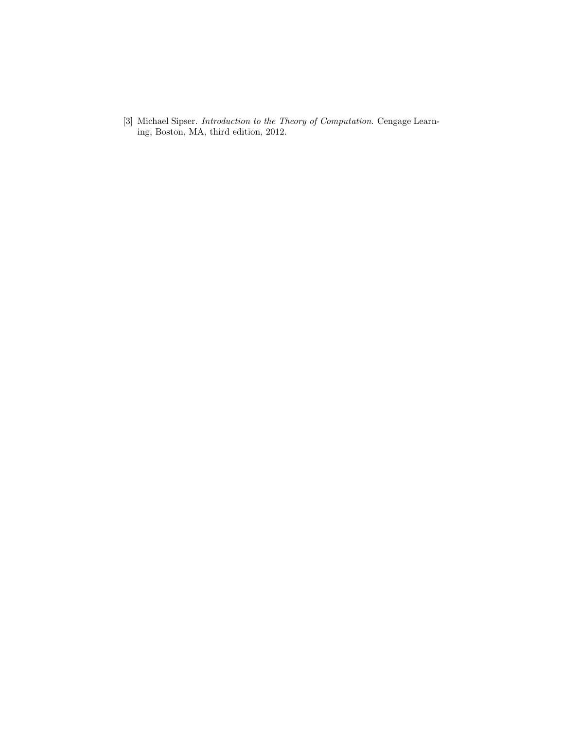[3] Michael Sipser. *Introduction to the Theory of Computation*. Cengage Learning, Boston, MA, third edition, 2012.